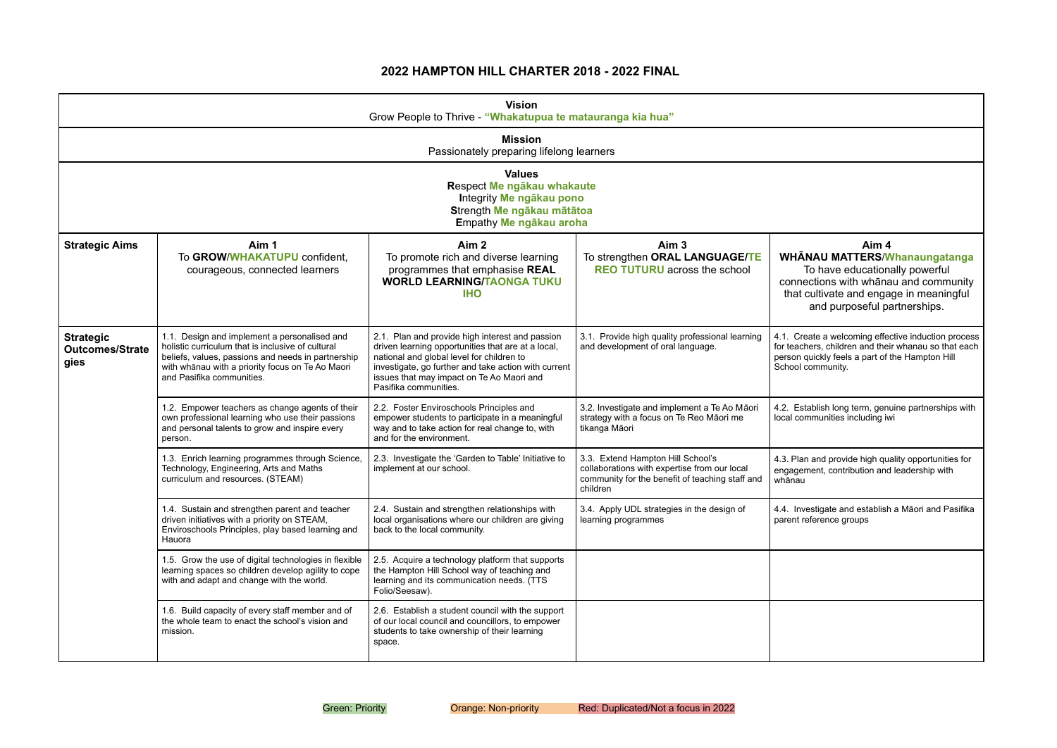# 2022 HAMPTON HILL CHARTER 2018 - 2022 FINAL

**Vision**
Grow People to Thrive - **"Whakatupua te matauranga kia hua"**

**Mission**
Passionately preparing lifelong learners

**Values**
**R**espect **Me ngākau whakaute**
**I**ntegrity **Me ngākau pono**
**S**trength **Me ngākau mātātoa**
**E**mpathy **Me ngākau aroha**

| **Strategic Aims** | **Aim 1** To **GROW/WHAKATUPU** confident, courageous, connected learners | **Aim 2** To promote rich and diverse learning programmes that emphasise **REAL WORLD LEARNING/TAONGA TUKU IHO** | **Aim 3** To strengthen **ORAL LANGUAGE/TE REO TUTURU** across the school | **Aim 4** **WHĀNAU MATTERS/Whanaungatanga** To have educationally powerful connections with whānau and community that cultivate and engage in meaningful and purposeful partnerships. |
|---|---|---|---|---|
| **Strategic Outcomes/Strategies** | 1.1. Design and implement a personalised and holistic curriculum that is inclusive of cultural beliefs, values, passions and needs in partnership with whānau with a priority focus on Te Ao Maori and Pasifika communities. | 2.1. Plan and provide high interest and passion driven learning opportunities that are at a local, national and global level for children to investigate, go further and take action with current issues that may impact on Te Ao Maori and Pasifika communities. | 3.1. Provide high quality professional learning and development of oral language. | 4.1. Create a welcoming effective induction process for teachers, children and their whanau so that each person quickly feels a part of the Hampton Hill School community. |
| | 1.2. Empower teachers as change agents of their own professional learning who use their passions and personal talents to grow and inspire every person. | 2.2. Foster Enviroschools Principles and empower students to participate in a meaningful way and to take action for real change to, with and for the environment. | 3.2. Investigate and implement a Te Ao Māori strategy with a focus on Te Reo Māori me tikanga Māori | 4.2. Establish long term, genuine partnerships with local communities including iwi |
| | 1.3. Enrich learning programmes through Science, Technology, Engineering, Arts and Maths curriculum and resources. (STEAM) | 2.3. Investigate the 'Garden to Table' Initiative to implement at our school. | 3.3. Extend Hampton Hill School's collaborations with expertise from our local community for the benefit of teaching staff and children | 4.3. Plan and provide high quality opportunities for engagement, contribution and leadership with whānau |
| | 1.4. Sustain and strengthen parent and teacher driven initiatives with a priority on STEAM, Enviroschools Principles, play based learning and Hauora | 2.4. Sustain and strengthen relationships with local organisations where our children are giving back to the local community. | 3.4. Apply UDL strategies in the design of learning programmes | 4.4. Investigate and establish a Māori and Pasifika parent reference groups |
| | 1.5. Grow the use of digital technologies in flexible learning spaces so children develop agility to cope with and adapt and change with the world. | 2.5. Acquire a technology platform that supports the Hampton Hill School way of teaching and learning and its communication needs. (TTS Folio/Seesaw). | | |
| | 1.6. Build capacity of every staff member and of the whole team to enact the school's vision and mission. | 2.6. Establish a student council with the support of our local council and councillors, to empower students to take ownership of their learning space. | | |

Green: Priority | Orange: Non-priority | Red: Duplicated/Not a focus in 2022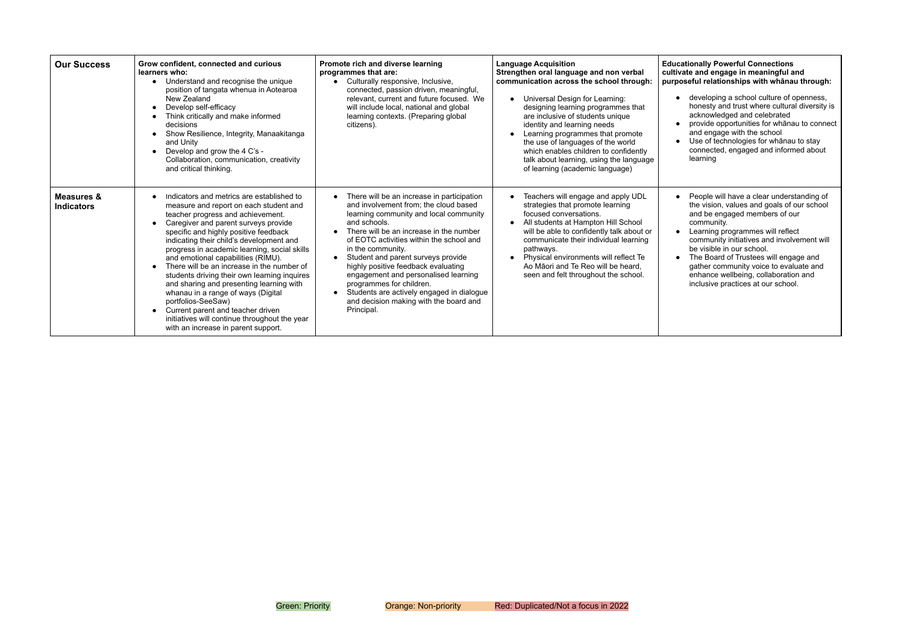| **Our Success** | **Grow confident, connected and curious learners who:**<br>• Understand and recognise the unique position of tangata whenua in Aotearoa New Zealand<br>• Develop self-efficacy<br>• Think critically and make informed decisions<br>• Show Resilience, Integrity, Manaakitanga and Unity<br>• Develop and grow the 4 C's - Collaboration, communication, creativity and critical thinking. | **Promote rich and diverse learning programmes that are:**<br>• Culturally responsive, Inclusive, connected, passion driven, meaningful, relevant, current and future focused. We will include local, national and global learning contexts. (Preparing global citizens). | **Language Acquisition**<br>**Strengthen oral language and non verbal communication across the school through:**<br>• Universal Design for Learning: designing learning programmes that are inclusive of students unique identity and learning needs<br>• Learning programmes that promote the use of languages of the world which enables children to confidently talk about learning, using the language of learning (academic language) | **Educationally Powerful Connections cultivate and engage in meaningful and purposeful relationships with whānau through:**<br>• developing a school culture of openness, honesty and trust where cultural diversity is acknowledged and celebrated<br>• provide opportunities for whānau to connect and engage with the school<br>• Use of technologies for whānau to stay connected, engaged and informed about learning |
|---|---|---|---|---|
| **Measures & Indicators** | • Indicators and metrics are established to measure and report on each student and teacher progress and achievement.<br>• Caregiver and parent surveys provide specific and highly positive feedback indicating their child's development and progress in academic learning, social skills and emotional capabilities (RIMU).<br>• There will be an increase in the number of students driving their own learning inquires and sharing and presenting learning with whanau in a range of ways (Digital portfolios-SeeSaw)<br>• Current parent and teacher driven initiatives will continue throughout the year with an increase in parent support. | • There will be an increase in participation and involvement from; the cloud based learning community and local community and schools.<br>• There will be an increase in the number of EOTC activities within the school and in the community.<br>• Student and parent surveys provide highly positive feedback evaluating engagement and personalised learning programmes for children.<br>• Students are actively engaged in dialogue and decision making with the board and Principal. | • Teachers will engage and apply UDL strategies that promote learning focused conversations.<br>• All students at Hampton Hill School will be able to confidently talk about or communicate their individual learning pathways.<br>• Physical environments will reflect Te Ao Māori and Te Reo will be heard, seen and felt throughout the school. | • People will have a clear understanding of the vision, values and goals of our school and be engaged members of our community.<br>• Learning programmes will reflect community initiatives and involvement will be visible in our school.<br>• The Board of Trustees will engage and gather community voice to evaluate and enhance wellbeing, collaboration and inclusive practices at our school. |

Green: Priority    Orange: Non-priority    Red: Duplicated/Not a focus in 2022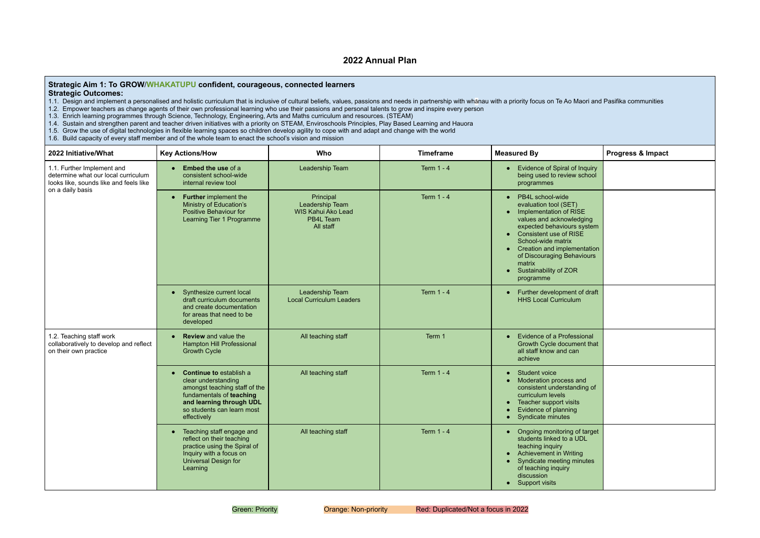# 2022 Annual Plan

**Strategic Aim 1: To GROW/WHAKATUPU confident, courageous, connected learners**
**Strategic Outcomes:**

1.1. Design and implement a personalised and holistic curriculum that is inclusive of cultural beliefs, values, passions and needs in partnership with whānau with a priority focus on Te Ao Maori and Pasifika communities
1.2. Empower teachers as change agents of their own professional learning who use their passions and personal talents to grow and inspire every person
1.3. Enrich learning programmes through Science, Technology, Engineering, Arts and Maths curriculum and resources. (STEAM)
1.4. Sustain and strengthen parent and teacher driven initiatives with a priority on STEAM, Enviroschools Principles, Play Based Learning and Hauora
1.5. Grow the use of digital technologies in flexible learning spaces so children develop agility to cope with and adapt and change with the world
1.6. Build capacity of every staff member and of the whole team to enact the school's vision and mission

| 2022 Initiative/What | Key Actions/How | Who | Timeframe | Measured By | Progress & Impact |
|---|---|---|---|---|---|
| 1.1. Further Implement and determine what our local curriculum looks like, sounds like and feels like on a daily basis | • **Embed the use** of a consistent school-wide internal review tool | Leadership Team | Term 1 - 4 | • Evidence of Spiral of Inquiry being used to review school programmes | |
| | • **Further** implement the Ministry of Education's Positive Behaviour for Learning Tier 1 Programme | Principal<br>Leadership Team<br>WIS Kahui Ako Lead<br>PB4L Team<br>All staff | Term 1 - 4 | • PB4L school-wide evaluation tool (SET)<br>• Implementation of RISE values and acknowledging expected behaviours system<br>• Consistent use of RISE School-wide matrix<br>• Creation and implementation of Discouraging Behaviours matrix<br>• Sustainability of ZOR programme | |
| | • Synthesize current local draft curriculum documents and create documentation for areas that need to be developed | Leadership Team<br>Local Curriculum Leaders | Term 1 - 4 | • Further development of draft HHS Local Curriculum | |
| 1.2. Teaching staff work collaboratively to develop and reflect on their own practice | • **Review** and value the Hampton Hill Professional Growth Cycle | All teaching staff | Term 1 | • Evidence of a Professional Growth Cycle document that all staff know and can achieve | |
| | • **Continue to** establish a clear understanding amongst teaching staff of the fundamentals of **teaching and learning through UDL** so students can learn most effectively | All teaching staff | Term 1 - 4 | • Student voice<br>• Moderation process and consistent understanding of curriculum levels<br>• Teacher support visits<br>• Evidence of planning<br>• Syndicate minutes | |
| | • Teaching staff engage and reflect on their teaching practice using the Spiral of Inquiry with a focus on Universal Design for Learning | All teaching staff | Term 1 - 4 | • Ongoing monitoring of target students linked to a UDL teaching inquiry<br>• Achievement in Writing<br>• Syndicate meeting minutes of teaching inquiry discussion<br>• Support visits | |

Green: Priority    Orange: Non-priority    Red: Duplicated/Not a focus in 2022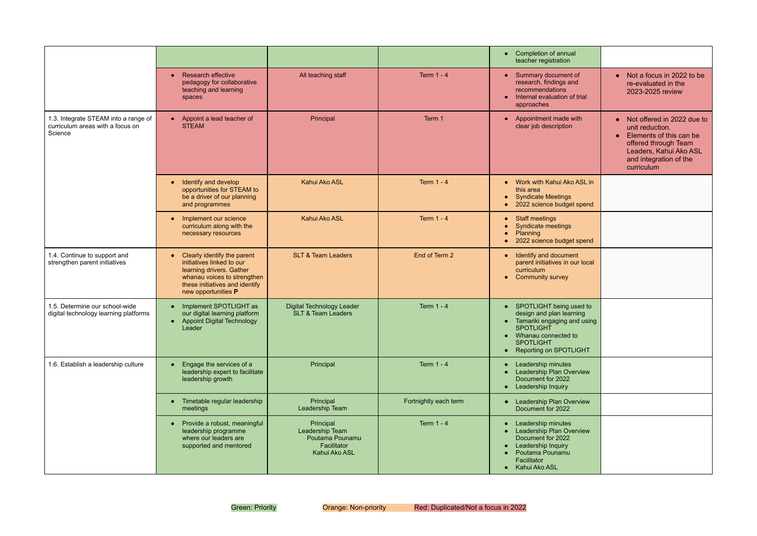| | | | | | |
|---|---|---|---|---|---|
| | | | | • Completion of annual teacher registration | |
| | • Research effective pedagogy for collaborative teaching and learning spaces | All teaching staff | Term 1 - 4 | • Summary document of research, findings and recommendations<br>• Internal evaluation of trial approaches | • Not a focus in 2022 to be re-evaluated in the 2023-2025 review |
| 1.3. Integrate STEAM into a range of curriculum areas with a focus on Science | • Appoint a lead teacher of STEAM | Principal | Term 1 | • Appointment made with clear job description | • Not offered in 2022 due to unit reduction.<br>• Elements of this can be offered through Team Leaders, Kahui Ako ASL and integration of the curriculum |
| | • Identify and develop opportunities for STEAM to be a driver of our planning and programmes | Kahui Ako ASL | Term 1 - 4 | • Work with Kahui Ako ASL in this area<br>• Syndicate Meetings<br>• 2022 science budget spend | |
| | • Implement our science curriculum along with the necessary resources | Kahui Ako ASL | Term 1 - 4 | • Staff meetings<br>• Syndicate meetings<br>• Planning<br>• 2022 science budget spend | |
| 1.4. Continue to support and strengthen parent initiatives | • Clearly identify the parent initiatives linked to our learning drivers. Gather whanau voices to strengthen these initiatives and identify new opportunities **P** | SLT & Team Leaders | End of Term 2 | • Identify and document parent initiatives in our local curriculum<br>• Community survey | |
| 1.5. Determine our school-wide digital technology learning platforms | • Implement SPOTLIGHT as our digital learning platform<br>• Appoint Digital Technology Leader | Digital Technology Leader<br>SLT & Team Leaders | Term 1 - 4 | • SPOTLIGHT being used to design and plan learning<br>• Tamariki engaging and using SPOTLIGHT<br>• Whanau connected to SPOTLIGHT<br>• Reporting on SPOTLIGHT | |
| 1.6. Establish a leadership culture | • Engage the services of a leadership expert to facilitate leadership growth | Principal | Term 1 - 4 | • Leadership minutes<br>• Leadership Plan Overview Document for 2022<br>• Leadership Inquiry | |
| | • Timetable regular leadership meetings | Principal<br>Leadership Team | Fortnightly each term | • Leadership Plan Overview Document for 2022 | |
| | • Provide a robust, meaningful leadership programme where our leaders are supported and mentored | Principal<br>Leadership Team<br>Poutama Pounamu Facilitator<br>Kahui Ako ASL | Term 1 - 4 | • Leadership minutes<br>• Leadership Plan Overview Document for 2022<br>• Leadership Inquiry<br>• Poutama Pounamu Facilitator<br>• Kahui Ako ASL | |

Green: Priority    Orange: Non-priority    Red: Duplicated/Not a focus in 2022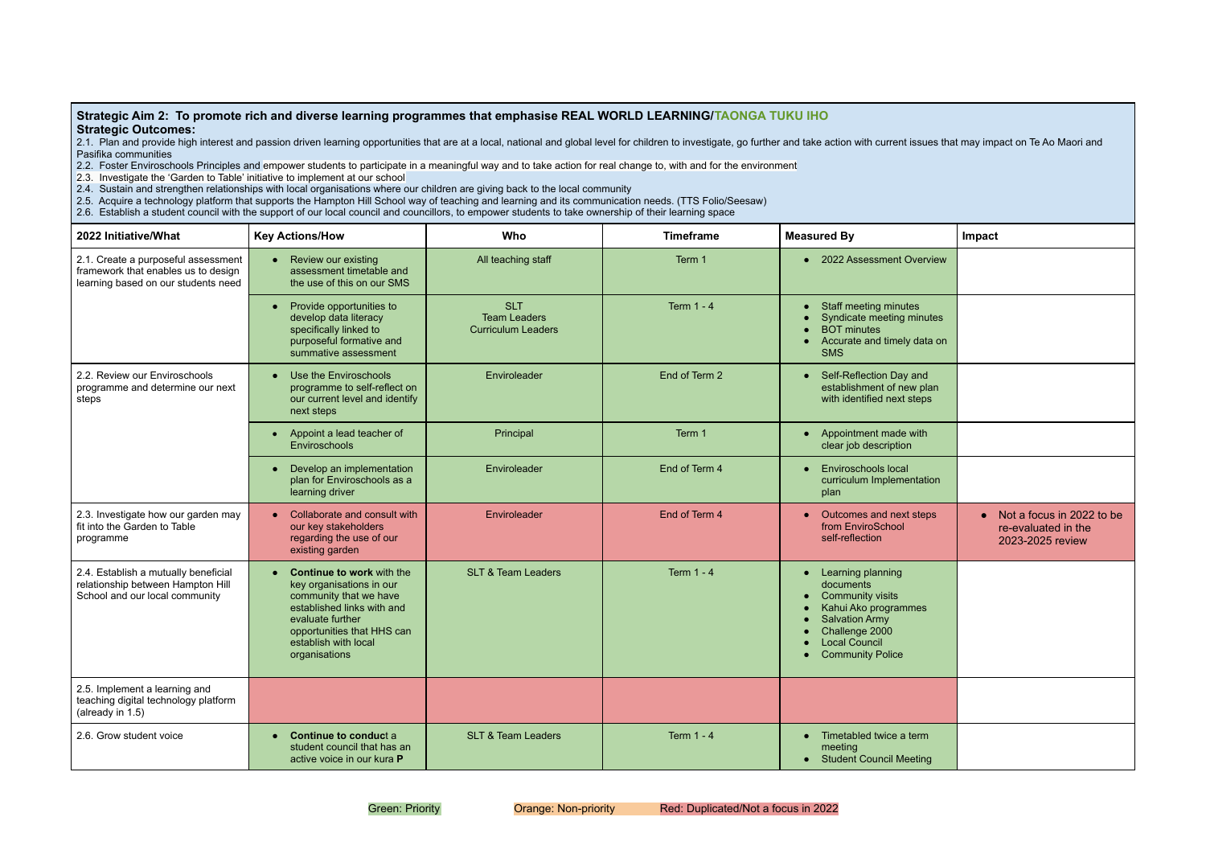**Strategic Aim 2: To promote rich and diverse learning programmes that emphasise REAL WORLD LEARNING/TAONGA TUKU IHO**

**Strategic Outcomes:**

2.1. Plan and provide high interest and passion driven learning opportunities that are at a local, national and global level for children to investigate, go further and take action with current issues that may impact on Te Ao Maori and Pasifika communities
2.2. Foster Enviroschools Principles and empower students to participate in a meaningful way and to take action for real change to, with and for the environment
2.3. Investigate the 'Garden to Table' initiative to implement at our school
2.4. Sustain and strengthen relationships with local organisations where our children are giving back to the local community
2.5. Acquire a technology platform that supports the Hampton Hill School way of teaching and learning and its communication needs. (TTS Folio/Seesaw)
2.6. Establish a student council with the support of our local council and councillors, to empower students to take ownership of their learning space

| 2022 Initiative/What | Key Actions/How | Who | Timeframe | Measured By | Impact |
|---|---|---|---|---|---|
| 2.1. Create a purposeful assessment framework that enables us to design learning based on our students need | • Review our existing assessment timetable and the use of this on our SMS | All teaching staff | Term 1 | • 2022 Assessment Overview | |
| | • Provide opportunities to develop data literacy specifically linked to purposeful formative and summative assessment | SLT<br>Team Leaders<br>Curriculum Leaders | Term 1 - 4 | • Staff meeting minutes<br>• Syndicate meeting minutes<br>• BOT minutes<br>• Accurate and timely data on SMS | |
| 2.2. Review our Enviroschools programme and determine our next steps | • Use the Enviroschools programme to self-reflect on our current level and identify next steps | Enviroleader | End of Term 2 | • Self-Reflection Day and establishment of new plan with identified next steps | |
| | • Appoint a lead teacher of Enviroschools | Principal | Term 1 | • Appointment made with clear job description | |
| | • Develop an implementation plan for Enviroschools as a learning driver | Enviroleader | End of Term 4 | • Enviroschools local curriculum Implementation plan | |
| 2.3. Investigate how our garden may fit into the Garden to Table programme | • Collaborate and consult with our key stakeholders regarding the use of our existing garden | Enviroleader | End of Term 4 | • Outcomes and next steps from EnviroSchool self-reflection | • Not a focus in 2022 to be re-evaluated in the 2023-2025 review |
| 2.4. Establish a mutually beneficial relationship between Hampton Hill School and our local community | • **Continue to work** with the key organisations in our community that we have established links with and evaluate further opportunities that HHS can establish with local organisations | SLT & Team Leaders | Term 1 - 4 | • Learning planning documents<br>• Community visits<br>• Kahui Ako programmes<br>• Salvation Army<br>• Challenge 2000<br>• Local Council<br>• Community Police | |
| 2.5. Implement a learning and teaching digital technology platform (already in 1.5) | | | | | |
| 2.6. Grow student voice | • **Continue to conduc**t a student council that has an active voice in our kura **P** | SLT & Team Leaders | Term 1 - 4 | • Timetabled twice a term meeting<br>• Student Council Meeting | |

Green: Priority    Orange: Non-priority    Red: Duplicated/Not a focus in 2022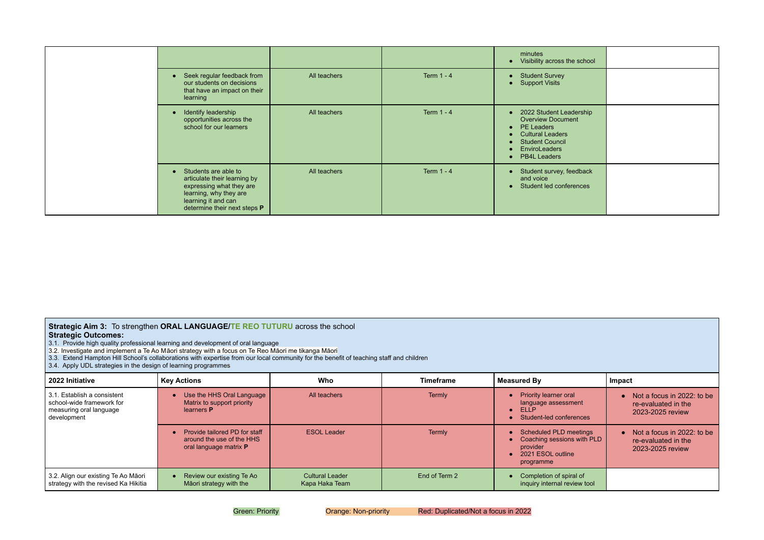| | | | | | |
|---|---|---|---|---|---|
| | | | | minutes<br>• Visibility across the school | |
| | • Seek regular feedback from our students on decisions that have an impact on their learning | All teachers | Term 1 - 4 | • Student Survey<br>• Support Visits | |
| | • Identify leadership opportunities across the school for our learners | All teachers | Term 1 - 4 | • 2022 Student Leadership Overview Document<br>• PE Leaders<br>• Cultural Leaders<br>• Student Council<br>• EnviroLeaders<br>• PB4L Leaders | |
| | • Students are able to articulate their learning by expressing what they are learning, why they are learning it and can determine their next steps **P** | All teachers | Term 1 - 4 | • Student survey, feedback and voice<br>• Student led conferences | |

**Strategic Aim 3:** To strengthen **ORAL LANGUAGE/TE REO TUTURU** across the school

**Strategic Outcomes:**

3.1. Provide high quality professional learning and development of oral language
3.2. Investigate and implement a Te Ao Māori strategy with a focus on Te Reo Māori me tikanga Māori
3.3. Extend Hampton Hill School's collaborations with expertise from our local community for the benefit of teaching staff and children
3.4. Apply UDL strategies in the design of learning programmes

| 2022 Initiative | Key Actions | Who | Timeframe | Measured By | Impact |
|---|---|---|---|---|---|
| 3.1. Establish a consistent school-wide framework for measuring oral language development | • Use the HHS Oral Language Matrix to support priority learners **P** | All teachers | Termly | • Priority learner oral language assessment<br>• ELLP<br>• Student-led conferences | • Not a focus in 2022: to be re-evaluated in the 2023-2025 review |
| | • Provide tailored PD for staff around the use of the HHS oral language matrix **P** | ESOL Leader | Termly | • Scheduled PLD meetings<br>• Coaching sessions with PLD provider<br>• 2021 ESOL outline programme | • Not a focus in 2022: to be re-evaluated in the 2023-2025 review |
| 3.2. Align our existing Te Ao Māori strategy with the revised Ka Hikitia | • Review our existing Te Ao Māori strategy with the | Cultural Leader<br>Kapa Haka Team | End of Term 2 | • Completion of spiral of inquiry internal review tool | |

Green: Priority Orange: Non-priority Red: Duplicated/Not a focus in 2022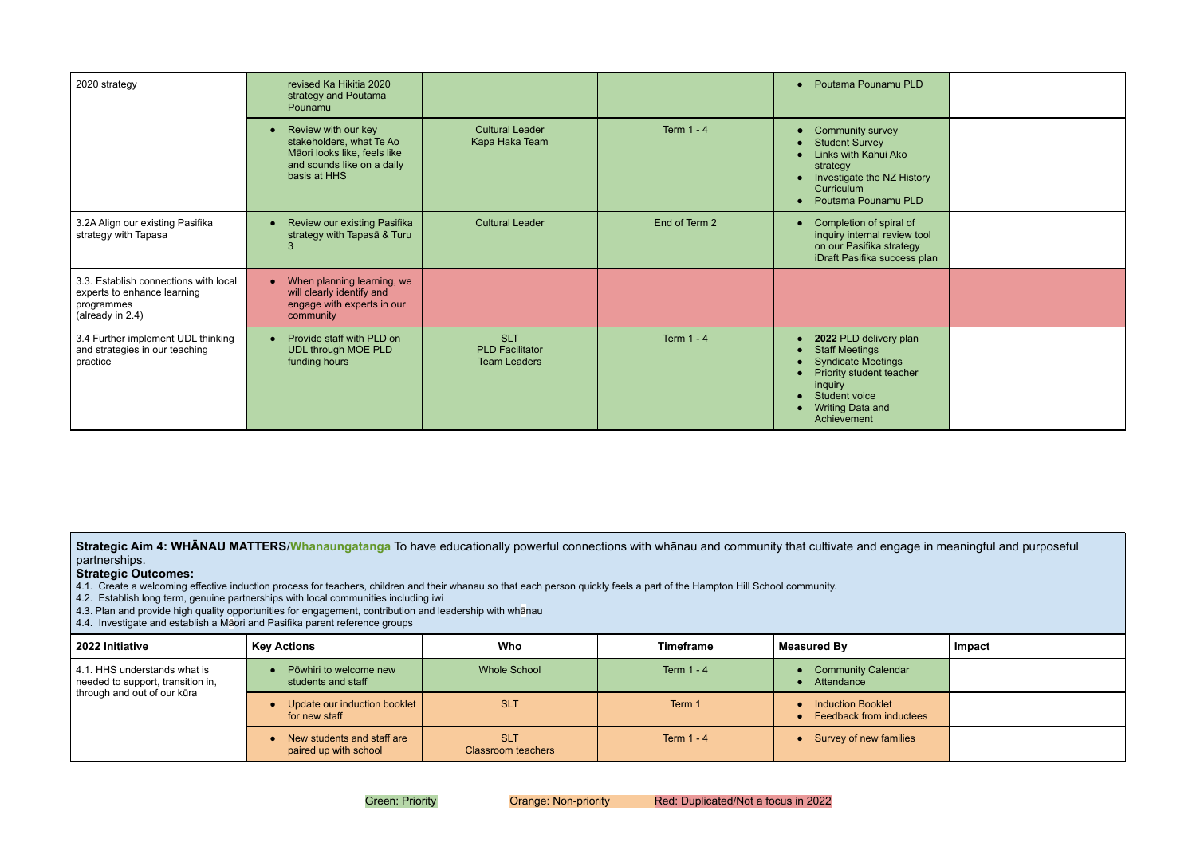| | | | | | |
|---|---|---|---|---|---|
| 2020 strategy | revised Ka Hikitia 2020 strategy and Poutama Pounamu | | | • Poutama Pounamu PLD | |
| | • Review with our key stakeholders, what Te Ao Māori looks like, feels like and sounds like on a daily basis at HHS | Cultural Leader<br>Kapa Haka Team | Term 1 - 4 | • Community survey<br>• Student Survey<br>• Links with Kahui Ako strategy<br>• Investigate the NZ History Curriculum<br>• Poutama Pounamu PLD | |
| 3.2A Align our existing Pasifika strategy with Tapasa | • Review our existing Pasifika strategy with Tapasā & Turu 3 | Cultural Leader | End of Term 2 | • Completion of spiral of inquiry internal review tool on our Pasifika strategy iDraft Pasifika success plan | |
| 3.3. Establish connections with local experts to enhance learning programmes<br>(already in 2.4) | • When planning learning, we will clearly identify and engage with experts in our community | | | | |
| 3.4 Further implement UDL thinking and strategies in our teaching practice | • Provide staff with PLD on UDL through MOE PLD funding hours | SLT<br>PLD Facilitator<br>Team Leaders | Term 1 - 4 | • **2022** PLD delivery plan<br>• Staff Meetings<br>• Syndicate Meetings<br>• Priority student teacher inquiry<br>• Student voice<br>• Writing Data and Achievement | |

**Strategic Aim 4: WHĀNAU MATTERS/Whanaungatanga** To have educationally powerful connections with whānau and community that cultivate and engage in meaningful and purposeful partnerships.

**Strategic Outcomes:**

4.1. Create a welcoming effective induction process for teachers, children and their whanau so that each person quickly feels a part of the Hampton Hill School community.
4.2. Establish long term, genuine partnerships with local communities including iwi
4.3. Plan and provide high quality opportunities for engagement, contribution and leadership with whānau
4.4. Investigate and establish a Māori and Pasifika parent reference groups

| 2022 Initiative | Key Actions | Who | Timeframe | Measured By | Impact |
|---|---|---|---|---|---|
| 4.1. HHS understands what is needed to support, transition in, through and out of our kūra | • Pōwhiri to welcome new students and staff | Whole School | Term 1 - 4 | • Community Calendar<br>• Attendance | |
| | • Update our induction booklet for new staff | SLT | Term 1 | • Induction Booklet<br>• Feedback from inductees | |
| | • New students and staff are paired up with school | SLT<br>Classroom teachers | Term 1 - 4 | • Survey of new families | |

Green: Priority Orange: Non-priority Red: Duplicated/Not a focus in 2022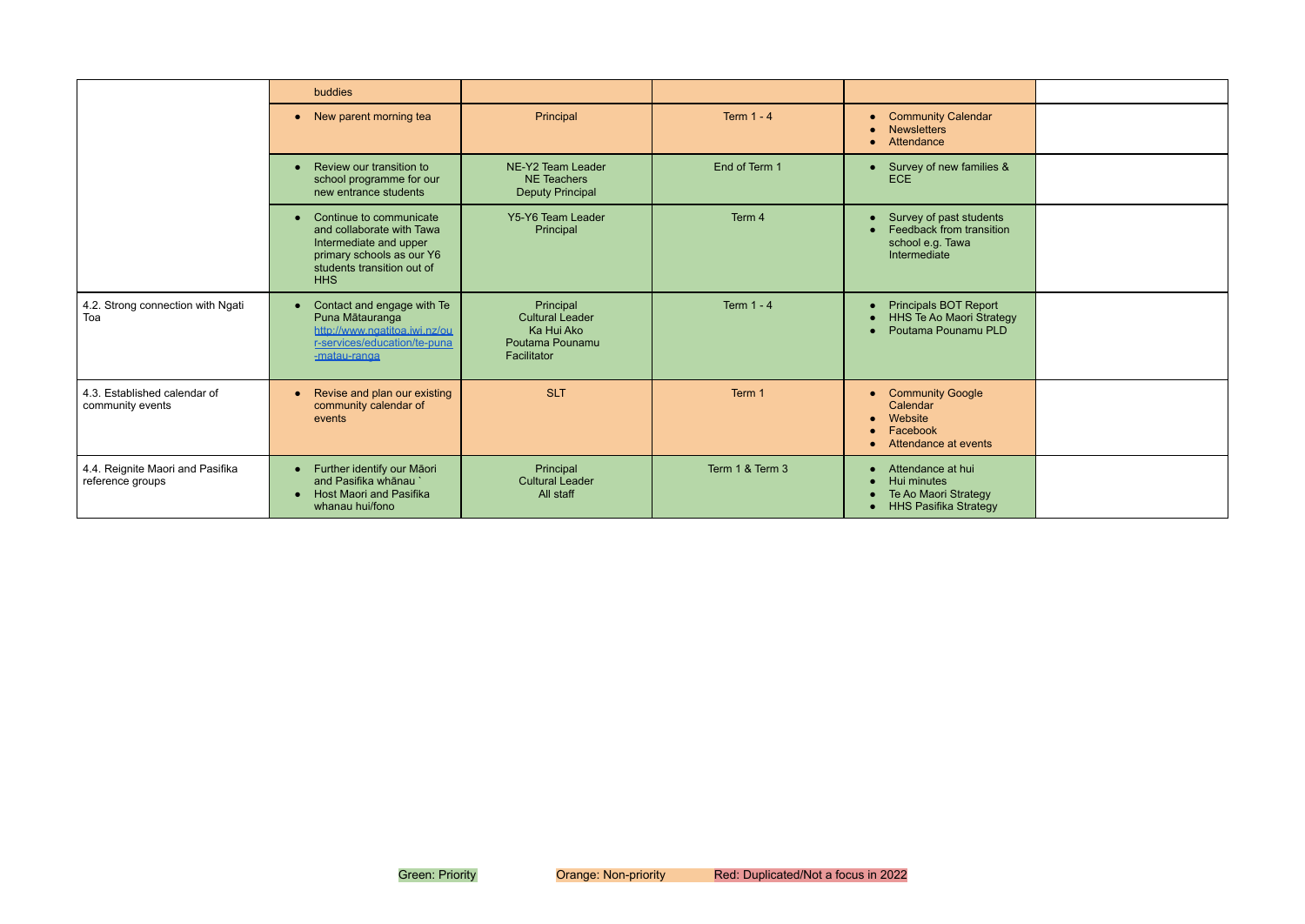| | | | | | |
|---|---|---|---|---|---|
| | buddies | | | | |
| | • New parent morning tea | Principal | Term 1 - 4 | • Community Calendar<br>• Newsletters<br>• Attendance | |
| | • Review our transition to school programme for our new entrance students | NE-Y2 Team Leader<br>NE Teachers<br>Deputy Principal | End of Term 1 | • Survey of new families & ECE | |
| | • Continue to communicate and collaborate with Tawa Intermediate and upper primary schools as our Y6 students transition out of HHS | Y5-Y6 Team Leader<br>Principal | Term 4 | • Survey of past students<br>• Feedback from transition school e.g. Tawa Intermediate | |
| 4.2. Strong connection with Ngati Toa | • Contact and engage with Te Puna Mātauranga http://www.ngatitoa.iwi.nz/our-services/education/te-puna-matau-ranga | Principal<br>Cultural Leader<br>Ka Hui Ako<br>Poutama Pounamu Facilitator | Term 1 - 4 | • Principals BOT Report<br>• HHS Te Ao Maori Strategy<br>• Poutama Pounamu PLD | |
| 4.3. Established calendar of community events | • Revise and plan our existing community calendar of events | SLT | Term 1 | • Community Google Calendar<br>• Website<br>• Facebook<br>• Attendance at events | |
| 4.4. Reignite Maori and Pasifika reference groups | • Further identify our Māori and Pasifika whānau `<br>• Host Maori and Pasifika whanau hui/fono | Principal<br>Cultural Leader<br>All staff | Term 1 & Term 3 | • Attendance at hui<br>• Hui minutes<br>• Te Ao Maori Strategy<br>• HHS Pasifika Strategy | |

Green: Priority　　Orange: Non-priority　　Red: Duplicated/Not a focus in 2022